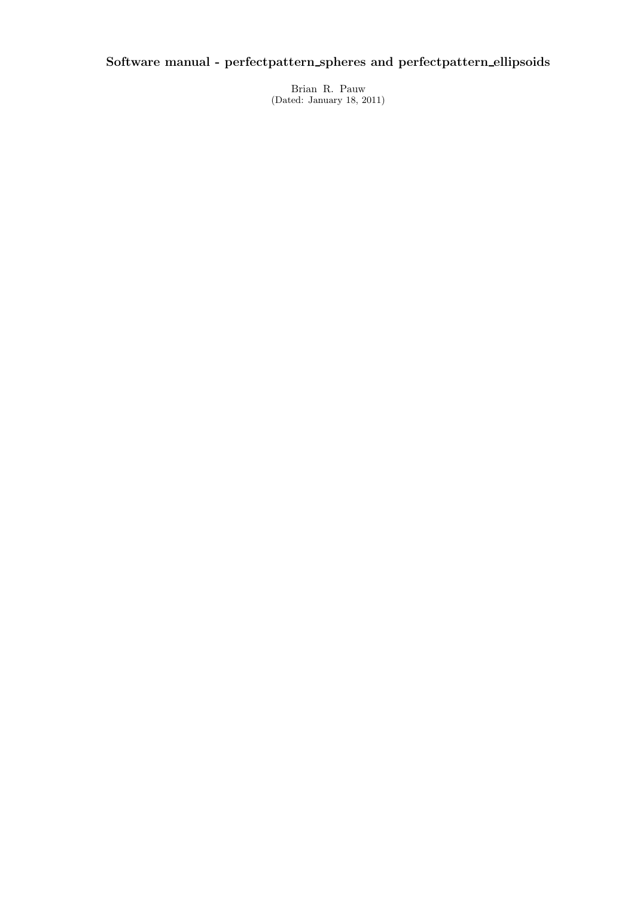# Software manual - perfectpattern_spheres and perfectpattern_ellipsoids

Brian R. Pauw
(Dated: January 18, 2011)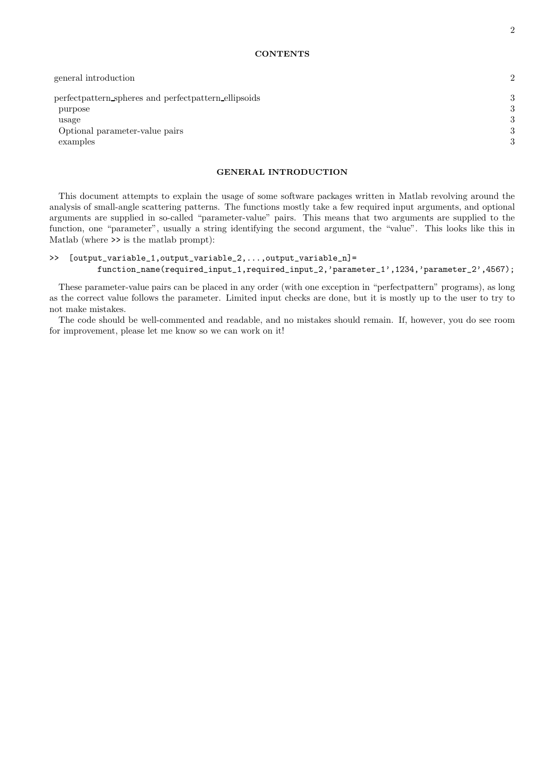## CONTENTS

| | |
|---|---|
| general introduction | 2 |
| perfectpattern_spheres and perfectpattern_ellipsoids | 3 |
| purpose | 3 |
| usage | 3 |
| Optional parameter-value pairs | 3 |
| examples | 3 |

## GENERAL INTRODUCTION

This document attempts to explain the usage of some software packages written in Matlab revolving around the analysis of small-angle scattering patterns. The functions mostly take a few required input arguments, and optional arguments are supplied in so-called "parameter-value" pairs. This means that two arguments are supplied to the function, one "parameter", usually a string identifying the second argument, the "value". This looks like this in Matlab (where `>>` is the matlab prompt):

```
>>  [output_variable_1,output_variable_2,...,output_variable_n]=
        function_name(required_input_1,required_input_2,'parameter_1',1234,'parameter_2',4567);
```

These parameter-value pairs can be placed in any order (with one exception in "perfectpattern" programs), as long as the correct value follows the parameter. Limited input checks are done, but it is mostly up to the user to try to not make mistakes.

The code should be well-commented and readable, and no mistakes should remain. If, however, you do see room for improvement, please let me know so we can work on it!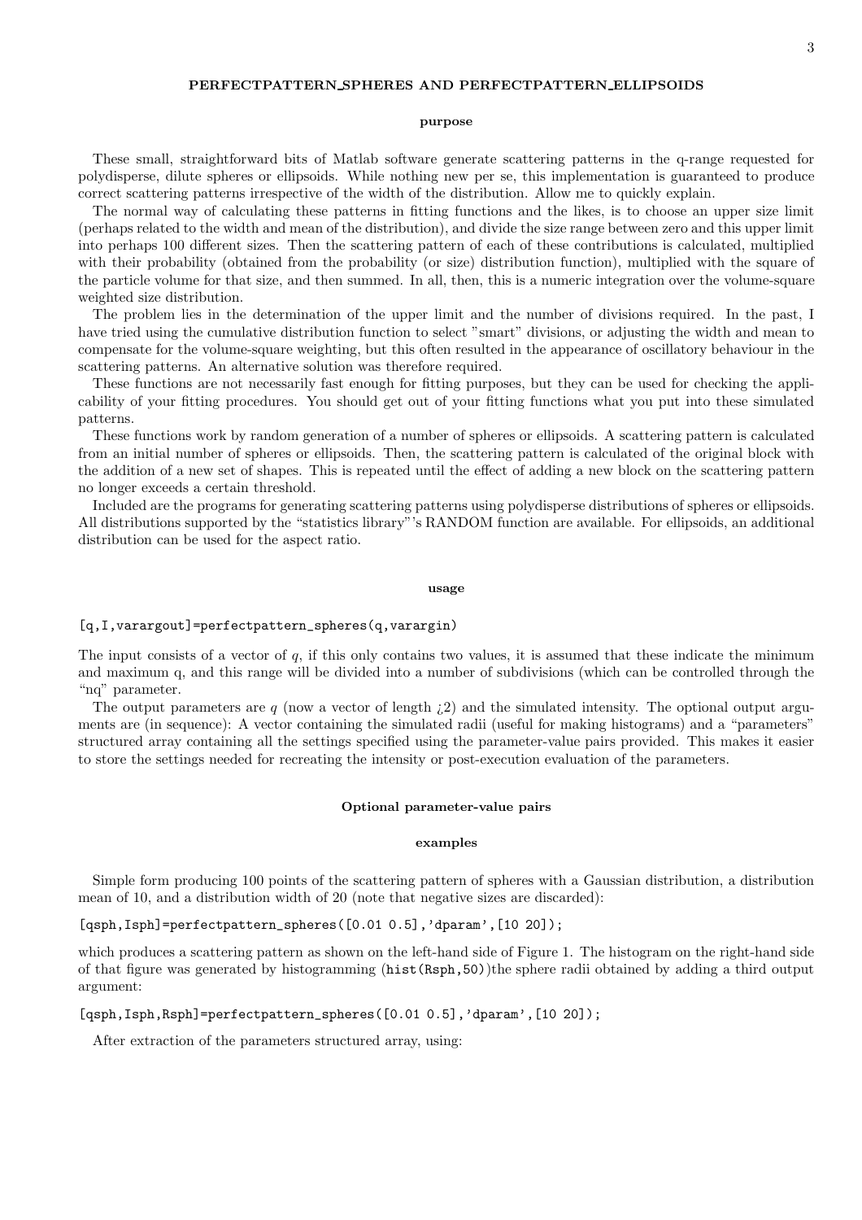## PERFECTPATTERN_SPHERES AND PERFECTPATTERN_ELLIPSOIDS

### purpose

These small, straightforward bits of Matlab software generate scattering patterns in the q-range requested for polydisperse, dilute spheres or ellipsoids. While nothing new per se, this implementation is guaranteed to produce correct scattering patterns irrespective of the width of the distribution. Allow me to quickly explain.

The normal way of calculating these patterns in fitting functions and the likes, is to choose an upper size limit (perhaps related to the width and mean of the distribution), and divide the size range between zero and this upper limit into perhaps 100 different sizes. Then the scattering pattern of each of these contributions is calculated, multiplied with their probability (obtained from the probability (or size) distribution function), multiplied with the square of the particle volume for that size, and then summed. In all, then, this is a numeric integration over the volume-square weighted size distribution.

The problem lies in the determination of the upper limit and the number of divisions required. In the past, I have tried using the cumulative distribution function to select "smart" divisions, or adjusting the width and mean to compensate for the volume-square weighting, but this often resulted in the appearance of oscillatory behaviour in the scattering patterns. An alternative solution was therefore required.

These functions are not necessarily fast enough for fitting purposes, but they can be used for checking the applicability of your fitting procedures. You should get out of your fitting functions what you put into these simulated patterns.

These functions work by random generation of a number of spheres or ellipsoids. A scattering pattern is calculated from an initial number of spheres or ellipsoids. Then, the scattering pattern is calculated of the original block with the addition of a new set of shapes. This is repeated until the effect of adding a new block on the scattering pattern no longer exceeds a certain threshold.

Included are the programs for generating scattering patterns using polydisperse distributions of spheres or ellipsoids. All distributions supported by the "statistics library"'s RANDOM function are available. For ellipsoids, an additional distribution can be used for the aspect ratio.

### usage

```
[q,I,varargout]=perfectpattern_spheres(q,varargin)
```

The input consists of a vector of $q$, if this only contains two values, it is assumed that these indicate the minimum and maximum q, and this range will be divided into a number of subdivisions (which can be controlled through the "nq" parameter.

The output parameters are $q$ (now a vector of length ¿2) and the simulated intensity. The optional output arguments are (in sequence): A vector containing the simulated radii (useful for making histograms) and a "parameters" structured array containing all the settings specified using the parameter-value pairs provided. This makes it easier to store the settings needed for recreating the intensity or post-execution evaluation of the parameters.

### Optional parameter-value pairs

### examples

Simple form producing 100 points of the scattering pattern of spheres with a Gaussian distribution, a distribution mean of 10, and a distribution width of 20 (note that negative sizes are discarded):

```
[qsph,Isph]=perfectpattern_spheres([0.01 0.5],'dparam',[10 20]);
```

which produces a scattering pattern as shown on the left-hand side of Figure 1. The histogram on the right-hand side of that figure was generated by histogramming (`hist(Rsph,50)`)the sphere radii obtained by adding a third output argument:

```
[qsph,Isph,Rsph]=perfectpattern_spheres([0.01 0.5],'dparam',[10 20]);
```

After extraction of the parameters structured array, using: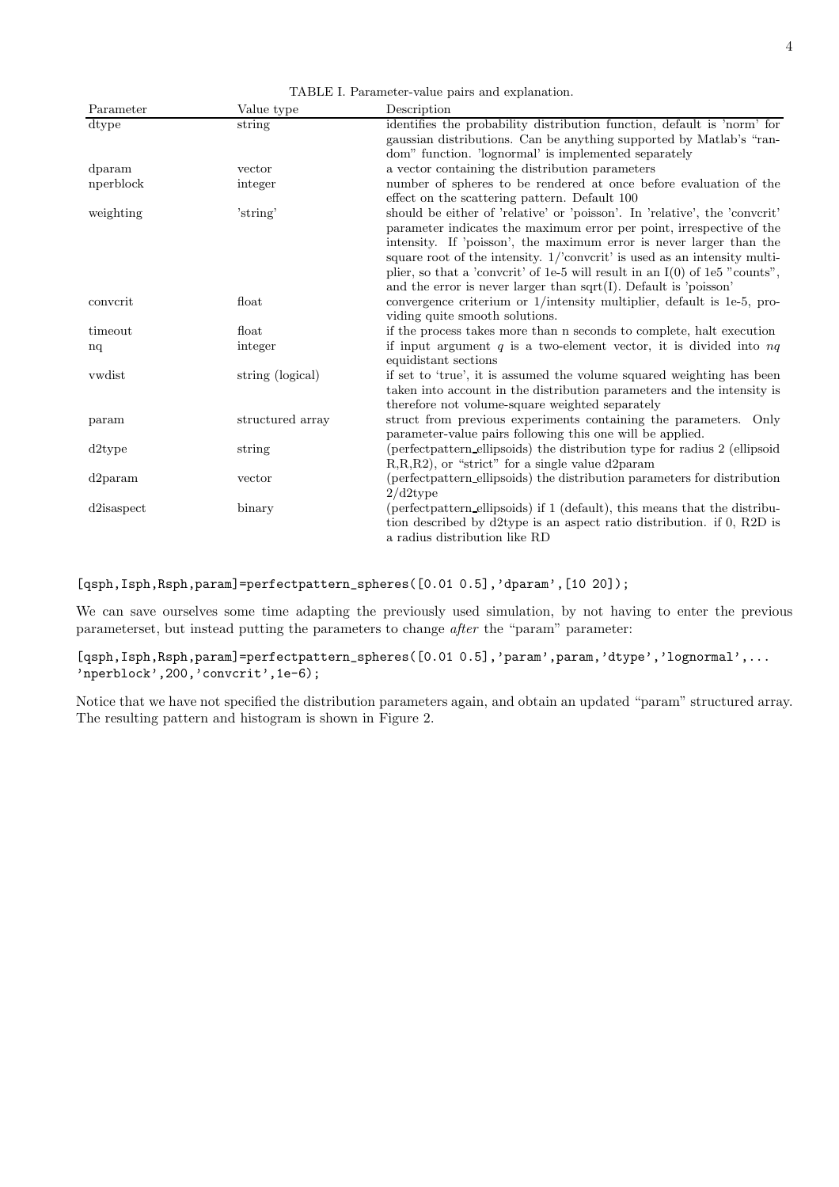TABLE I. Parameter-value pairs and explanation.

| Parameter | Value type | Description |
|---|---|---|
| dtype | string | identifies the probability distribution function, default is 'norm' for gaussian distributions. Can be anything supported by Matlab's "random" function. 'lognormal' is implemented separately |
| dparam | vector | a vector containing the distribution parameters |
| nperblock | integer | number of spheres to be rendered at once before evaluation of the effect on the scattering pattern. Default 100 |
| weighting | 'string' | should be either of 'relative' or 'poisson'. In 'relative', the 'convcrit' parameter indicates the maximum error per point, irrespective of the intensity. If 'poisson', the maximum error is never larger than the square root of the intensity. 1/'convcrit' is used as an intensity multiplier, so that a 'convcrit' of 1e-5 will result in an I(0) of 1e5 "counts", and the error is never larger than sqrt(I). Default is 'poisson' |
| convcrit | float | convergence criterium or 1/intensity multiplier, default is 1e-5, providing quite smooth solutions. |
| timeout | float | if the process takes more than n seconds to complete, halt execution |
| nq | integer | if input argument $q$ is a two-element vector, it is divided into $nq$ equidistant sections |
| vwdist | string (logical) | if set to 'true', it is assumed the volume squared weighting has been taken into account in the distribution parameters and the intensity is therefore not volume-square weighted separately |
| param | structured array | struct from previous experiments containing the parameters. Only parameter-value pairs following this one will be applied. |
| d2type | string | (perfectpattern_ellipsoids) the distribution type for radius 2 (ellipsoid R,R,R2), or "strict" for a single value d2param |
| d2param | vector | (perfectpattern_ellipsoids) the distribution parameters for distribution 2/d2type |
| d2isaspect | binary | (perfectpattern_ellipsoids) if 1 (default), this means that the distribution described by d2type is an aspect ratio distribution. if 0, R2D is a radius distribution like RD |

```
[qsph,Isph,Rsph,param]=perfectpattern_spheres([0.01 0.5],'dparam',[10 20]);
```

We can save ourselves some time adapting the previously used simulation, by not having to enter the previous parameterset, but instead putting the parameters to change *after* the "param" parameter:

```
[qsph,Isph,Rsph,param]=perfectpattern_spheres([0.01 0.5],'param',param,'dtype','lognormal',...
'nperblock',200,'convcrit',1e-6);
```

Notice that we have not specified the distribution parameters again, and obtain an updated "param" structured array. The resulting pattern and histogram is shown in Figure 2.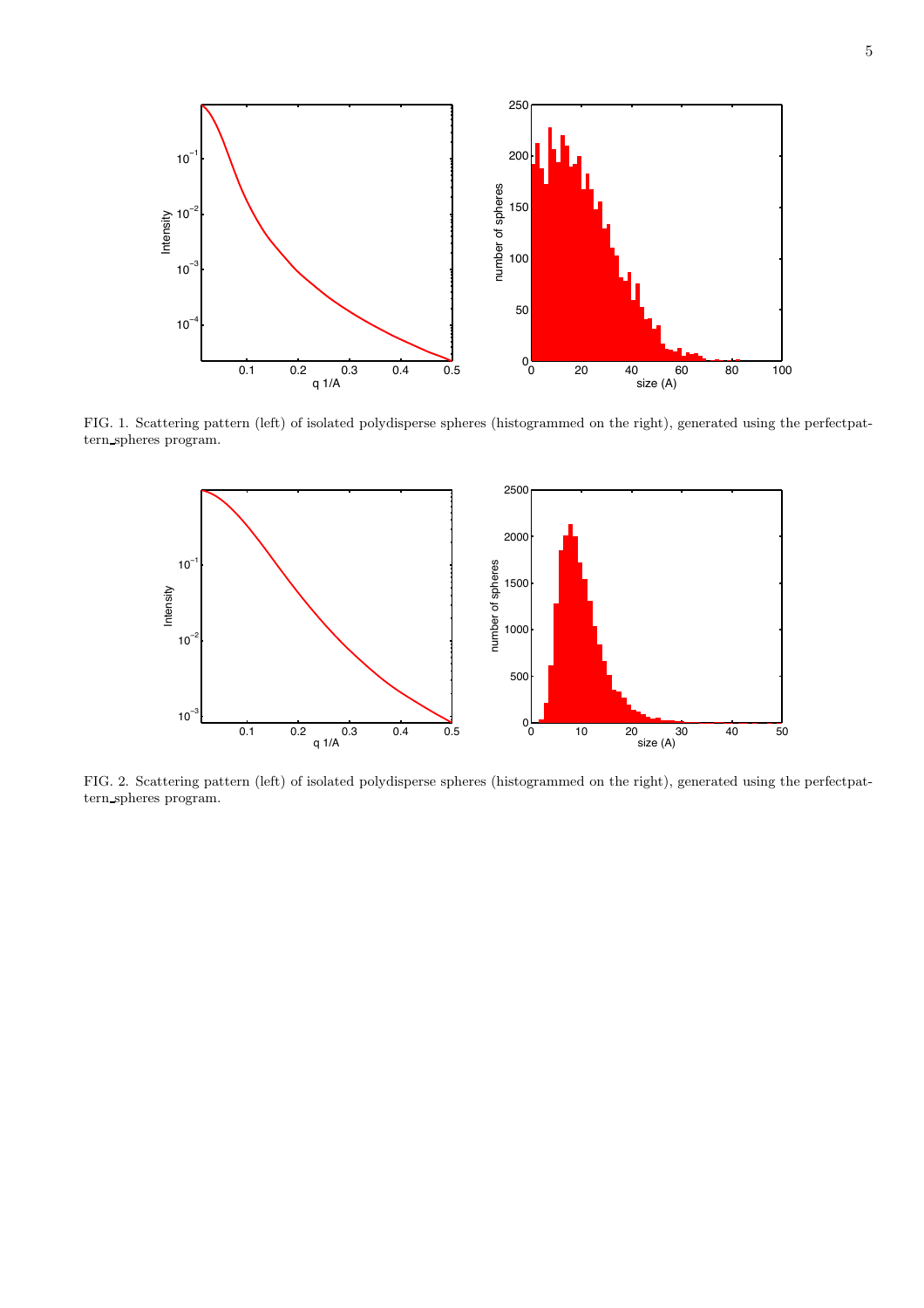Intensity

$10^{-1}$

$10^{-2}$

$10^{-3}$

$10^{-4}$

0.1 0.2 0.3 0.4 0.5

q 1/A

number of spheres

250

200

150

100

50

0

0 20 40 60 80 100

size (A)

FIG. 1. Scattering pattern (left) of isolated polydisperse spheres (histogrammed on the right), generated using the perfectpattern_spheres program.

Intensity

$10^{-1}$

$10^{-2}$

$10^{-3}$

0.1 0.2 0.3 0.4 0.5

q 1/A

number of spheres

2500

2000

1500

1000

500

0

0 10 20 30 40 50

size (A)

FIG. 2. Scattering pattern (left) of isolated polydisperse spheres (histogrammed on the right), generated using the perfectpattern_spheres program.